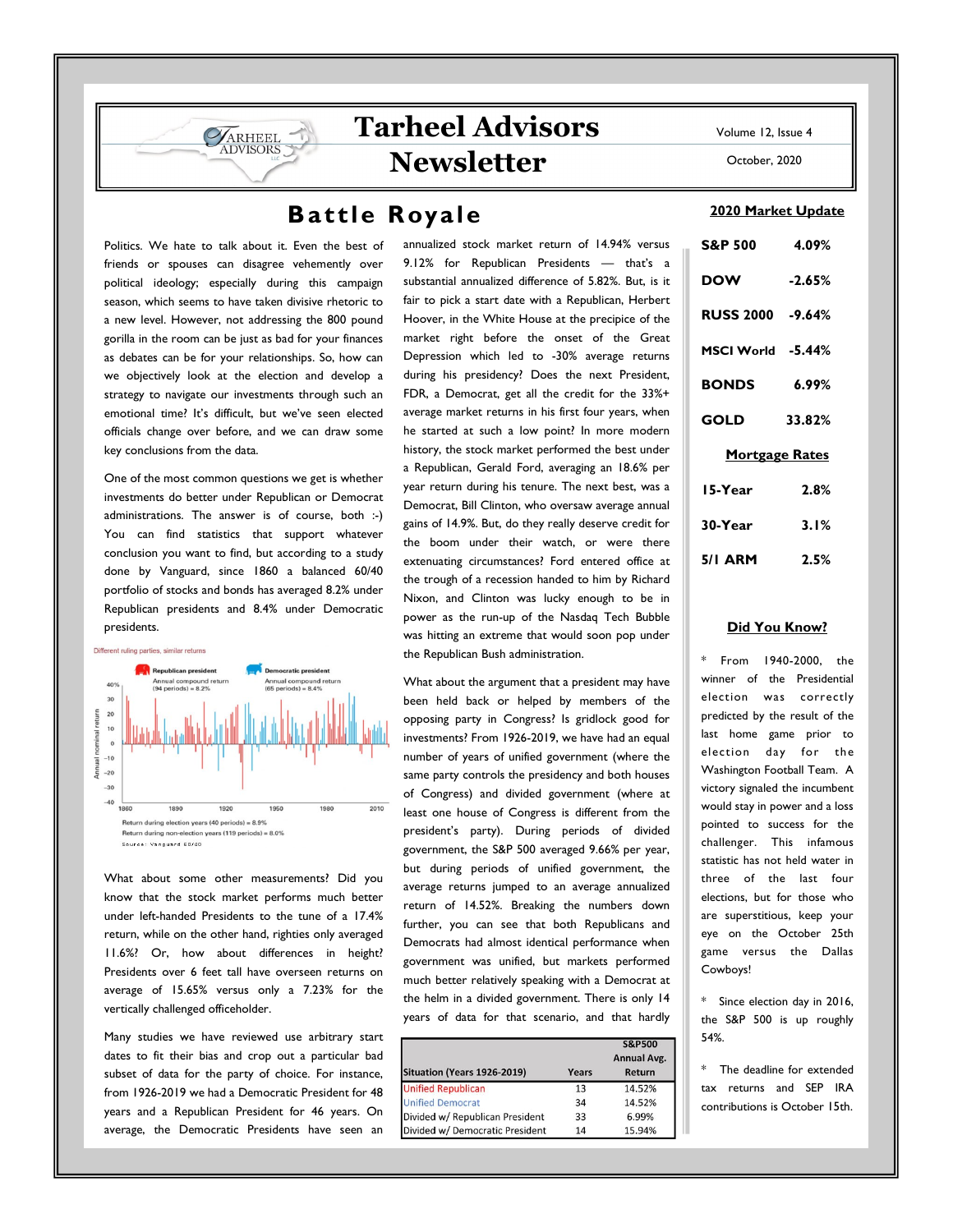# Tarheel Advisors Newsletter

Volume 12, Issue 4

October, 2020

## Battle Royale

Politics. We hate to talk about it. Even the best of friends or spouses can disagree vehemently over political ideology; especially during this campaign season, which seems to have taken divisive rhetoric to a new level. However, not addressing the 800 pound gorilla in the room can be just as bad for your finances as debates can be for your relationships. So, how can we objectively look at the election and develop a strategy to navigate our investments through such an emotional time? It's difficult, but we've seen elected officials change over before, and we can draw some key conclusions from the data.

One of the most common questions we get is whether investments do better under Republican or Democrat administrations. The answer is of course, both :-) You can find statistics that support whatever conclusion you want to find, but according to a study done by Vanguard, since 1860 a balanced 60/40 portfolio of stocks and bonds has averaged 8.2% under Republican presidents and 8.4% under Democratic presidents.

Different ruling parties, similar returns

Republican president: Annual compound return (94 periods) = 8.2%

Democratic president: Annual compound return (65 periods) = 8.4%

Return during election years (40 periods) = 8.9%

Return during non-election years (119 periods) = 8.0%

Source: Vanguard 60/40

What about some other measurements? Did you know that the stock market performs much better under left-handed Presidents to the tune of a 17.4% return, while on the other hand, righties only averaged 11.6%? Or, how about differences in height? Presidents over 6 feet tall have overseen returns on average of 15.65% versus only a 7.23% for the vertically challenged officeholder.

Many studies we have reviewed use arbitrary start dates to fit their bias and crop out a particular bad subset of data for the party of choice. For instance, from 1926-2019 we had a Democratic President for 48 years and a Republican President for 46 years. On average, the Democratic Presidents have seen an annualized stock market return of 14.94% versus 9.12% for Republican Presidents — that's a substantial annualized difference of 5.82%. But, is it fair to pick a start date with a Republican, Herbert Hoover, in the White House at the precipice of the market right before the onset of the Great Depression which led to -30% average returns during his presidency? Does the next President, FDR, a Democrat, get all the credit for the 33%+ average market returns in his first four years, when he started at such a low point? In more modern history, the stock market performed the best under a Republican, Gerald Ford, averaging an 18.6% per year return during his tenure. The next best, was a Democrat, Bill Clinton, who oversaw average annual gains of 14.9%. But, do they really deserve credit for the boom under their watch, or were there extenuating circumstances? Ford entered office at the trough of a recession handed to him by Richard Nixon, and Clinton was lucky enough to be in power as the run-up of the Nasdaq Tech Bubble was hitting an extreme that would soon pop under the Republican Bush administration.

What about the argument that a president may have been held back or helped by members of the opposing party in Congress? Is gridlock good for investments? From 1926-2019, we have had an equal number of years of unified government (where the same party controls the presidency and both houses of Congress) and divided government (where at least one house of Congress is different from the president's party). During periods of divided government, the S&P 500 averaged 9.66% per year, but during periods of unified government, the average returns jumped to an average annualized return of 14.52%. Breaking the numbers down further, you can see that both Republicans and Democrats had almost identical performance when government was unified, but markets performed much better relatively speaking with a Democrat at the helm in a divided government. There is only 14 years of data for that scenario, and that hardly

| Situation (Years 1926-2019) | Years | S&P500 Annual Avg. Return |
|---|---|---|
| Unified Republican | 13 | 14.52% |
| Unified Democrat | 34 | 14.52% |
| Divided w/ Republican President | 33 | 6.99% |
| Divided w/ Democratic President | 14 | 15.94% |

### 2020 Market Update

| | |
|---|---|
| **S&P 500** | **4.09%** |
| **DOW** | **-2.65%** |
| **RUSS 2000** | **-9.64%** |
| **MSCI World** | **-5.44%** |
| **BONDS** | **6.99%** |
| **GOLD** | **33.82%** |

### Mortgage Rates

| | |
|---|---|
| **15-Year** | **2.8%** |
| **30-Year** | **3.1%** |
| **5/1 ARM** | **2.5%** |

### Did You Know?

* From 1940-2000, the winner of the Presidential election was correctly predicted by the result of the last home game prior to election day for the Washington Football Team. A victory signaled the incumbent would stay in power and a loss pointed to success for the challenger. This infamous statistic has not held water in three of the last four elections, but for those who are superstitious, keep your eye on the October 25th game versus the Dallas Cowboys!

* Since election day in 2016, the S&P 500 is up roughly 54%.

* The deadline for extended tax returns and SEP IRA contributions is October 15th.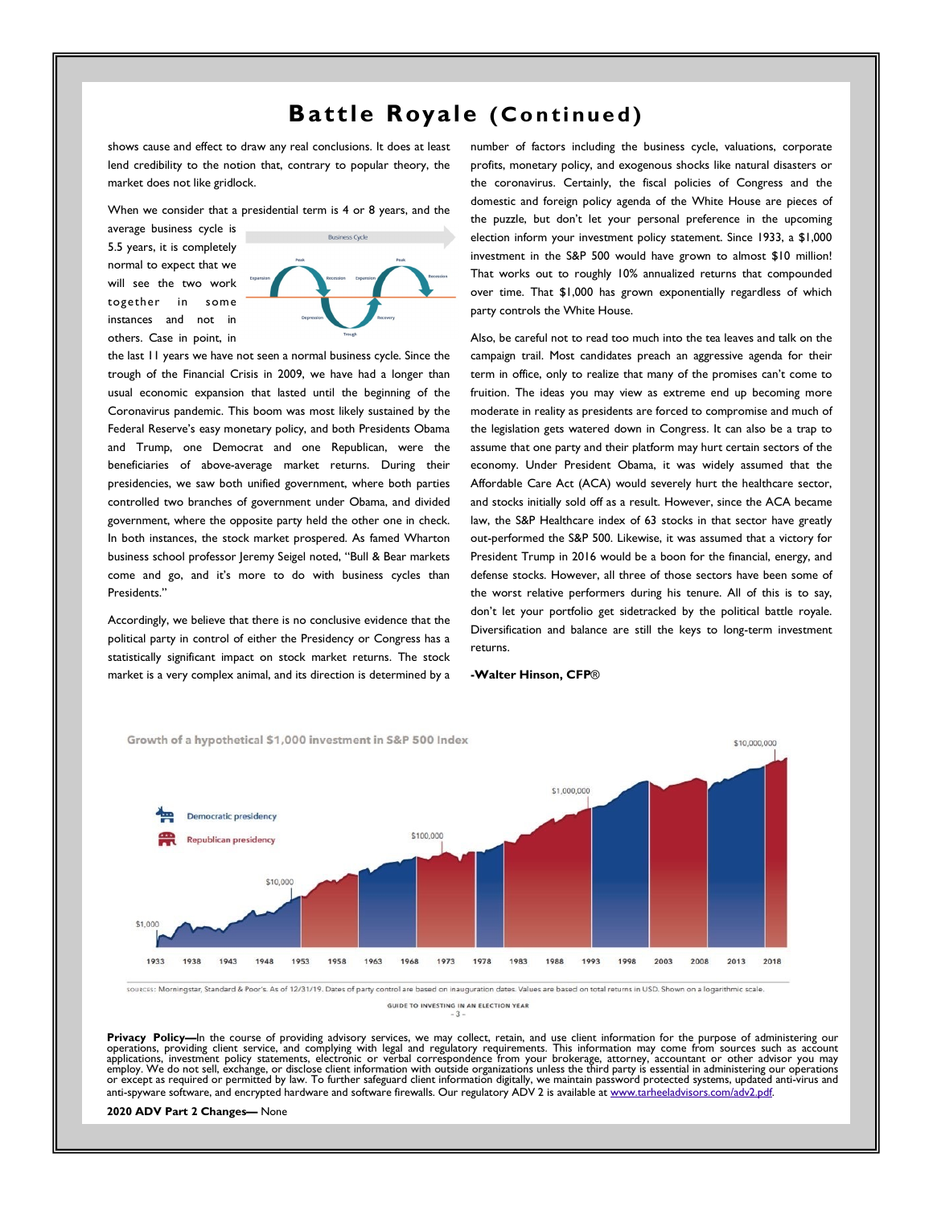# Battle Royale (Continued)

shows cause and effect to draw any real conclusions. It does at least lend credibility to the notion that, contrary to popular theory, the market does not like gridlock.

When we consider that a presidential term is 4 or 8 years, and the average business cycle is 5.5 years, it is completely normal to expect that we will see the two work together in some instances and not in others. Case in point, in the last 11 years we have not seen a normal business cycle. Since the trough of the Financial Crisis in 2009, we have had a longer than usual economic expansion that lasted until the beginning of the Coronavirus pandemic. This boom was most likely sustained by the Federal Reserve's easy monetary policy, and both Presidents Obama and Trump, one Democrat and one Republican, were the beneficiaries of above-average market returns. During their presidencies, we saw both unified government, where both parties controlled two branches of government under Obama, and divided government, where the opposite party held the other one in check. In both instances, the stock market prospered. As famed Wharton business school professor Jeremy Seigel noted, "Bull & Bear markets come and go, and it's more to do with business cycles than Presidents."

Business Cycle
Peak
Expansion
Recession
Expansion
Peak
Recession
Depression
Recovery
Trough

Accordingly, we believe that there is no conclusive evidence that the political party in control of either the Presidency or Congress has a statistically significant impact on stock market returns. The stock market is a very complex animal, and its direction is determined by a number of factors including the business cycle, valuations, corporate profits, monetary policy, and exogenous shocks like natural disasters or the coronavirus. Certainly, the fiscal policies of Congress and the domestic and foreign policy agenda of the White House are pieces of the puzzle, but don't let your personal preference in the upcoming election inform your investment policy statement. Since 1933, a $1,000 investment in the S&P 500 would have grown to almost $10 million! That works out to roughly 10% annualized returns that compounded over time. That $1,000 has grown exponentially regardless of which party controls the White House.

Also, be careful not to read too much into the tea leaves and talk on the campaign trail. Most candidates preach an aggressive agenda for their term in office, only to realize that many of the promises can't come to fruition. The ideas you may view as extreme end up becoming more moderate in reality as presidents are forced to compromise and much of the legislation gets watered down in Congress. It can also be a trap to assume that one party and their platform may hurt certain sectors of the economy. Under President Obama, it was widely assumed that the Affordable Care Act (ACA) would severely hurt the healthcare sector, and stocks initially sold off as a result. However, since the ACA became law, the S&P Healthcare index of 63 stocks in that sector have greatly out-performed the S&P 500. Likewise, it was assumed that a victory for President Trump in 2016 would be a boon for the financial, energy, and defense stocks. However, all three of those sectors have been some of the worst relative performers during his tenure. All of this is to say, don't let your portfolio get sidetracked by the political battle royale. Diversification and balance are still the keys to long-term investment returns.

**-Walter Hinson, CFP®**

Growth of a hypothetical $1,000 investment in S&P 500 Index

Democratic presidency
Republican presidency

$1,000
$10,000
$100,000
$1,000,000
$10,000,000

1933 1938 1943 1948 1953 1958 1963 1968 1973 1978 1983 1988 1993 1998 2003 2008 2013 2018

SOURCES: Morningstar, Standard & Poor's. As of 12/31/19. Dates of party control are based on inauguration dates. Values are based on total returns in USD. Shown on a logarithmic scale.

GUIDE TO INVESTING IN AN ELECTION YEAR

**Privacy Policy—**In the course of providing advisory services, we may collect, retain, and use client information for the purpose of administering our operations, providing client service, and complying with legal and regulatory requirements. This information may come from sources such as account applications, investment policy statements, electronic or verbal correspondence from your brokerage, attorney, accountant or other advisor you may employ. We do not sell, exchange, or disclose client information with outside organizations unless the third party is essential in administering our operations or except as required or permitted by law. To further safeguard client information digitally, we maintain password protected systems, updated anti-virus and anti-spyware software, and encrypted hardware and software firewalls. Our regulatory ADV 2 is available at www.tarheeladvisors.com/adv2.pdf.

**2020 ADV Part 2 Changes—** None